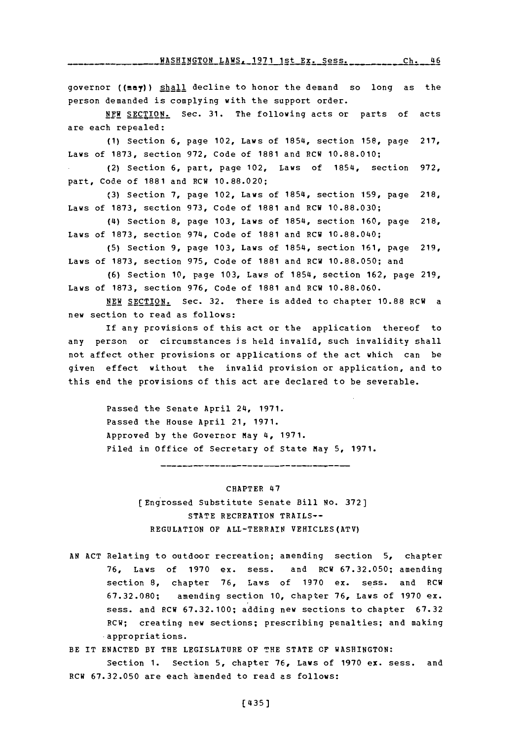governor ((may)) shall decline to honor the demand so long as the person demanded is complying with the support order.

NEW SECTION. Sec. 31. The following acts or parts of acts are each repealed:

(1) Section 6, page 102, Laws of 1854, section 158, page 217, Laws of 1873, section 972, Code of 1881 and RCW 10.88.010;

(2) Section 6, part, page 102, Laws of 1854, section 972, part, Code of 1881 and RCW 10.88.020;

(3) Section 7, page 102, Laws of 1854, section 159, page 218, Laws of 1873, section 973, Code of 1881 and RCW 10.88.030;

(4) Section 8, page 103, Laws of 1854, section 160, page 218, Laws of 1873, section 974, Code of 1881 and RCW 10.88.040;

(5) Section 9, page 103, Laws of 1854, section 161, page 219, Laws of 1873, section 975, Code of 1881 and RCW 10.88.050; and

(6) Section 10, page 103, Laws of 1854, section 162, page 219, Laws of 1873, section 976, Code of 1881 and RCW 10.88.060.

NEW SECTION. Sec. 32. There is added to chapter 10.88 RCW a new section to read as follows:

If any provisions of this act or the application thereof to any person or circumstances is held invalid, such invalidity shall not affect other provisions or applications of the act which can be given effect without the invalid provision or application, and to this end the provisions of this act are declared to be severable.

Passed the Senate April 24, 1971.
Passed the House April 21, 1971.
Approved by the Governor May 4, 1971.
Filed in Office of Secretary of State May 5, 1971.

---

CHAPTER 47

[Engrossed Substitute Senate Bill No. 372]

STATE RECREATION TRAILS--
REGULATION OF ALL-TERRAIN VEHICLES (ATV)

AN ACT Relating to outdoor recreation; amending section 5, chapter 76, Laws of 1970 ex. sess. and RCW 67.32.050; amending section 8, chapter 76, Laws of 1970 ex. sess. and RCW 67.32.080; amending section 10, chapter 76, Laws of 1970 ex. sess. and RCW 67.32.100; adding new sections to chapter 67.32 RCW; creating new sections; prescribing penalties; and making appropriations.

BE IT ENACTED BY THE LEGISLATURE OF THE STATE OF WASHINGTON:

Section 1. Section 5, chapter 76, Laws of 1970 ex. sess. and RCW 67.32.050 are each amended to read as follows: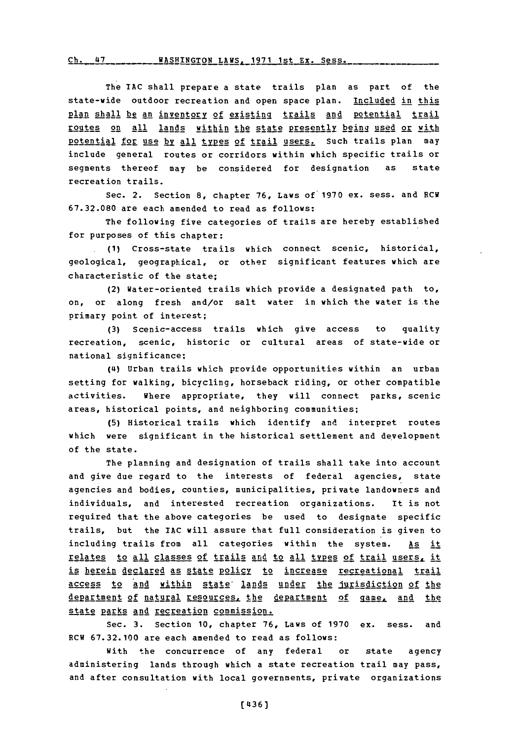The IAC shall prepare a state trails plan as part of the state-wide outdoor recreation and open space plan. Included in this plan shall be an inventory of existing trails and potential trail routes on all lands within the state presently being used or with potential for use by all types of trail users. Such trails plan may include general routes or corridors within which specific trails or segments thereof may be considered for designation as state recreation trails.

Sec. 2. Section 8, chapter 76, Laws of 1970 ex. sess. and RCW 67.32.080 are each amended to read as follows:

The following five categories of trails are hereby established for purposes of this chapter:

(1) Cross-state trails which connect scenic, historical, geological, geographical, or other significant features which are characteristic of the state;

(2) Water-oriented trails which provide a designated path to, on, or along fresh and/or salt water in which the water is the primary point of interest;

(3) Scenic-access trails which give access to quality recreation, scenic, historic or cultural areas of state-wide or national significance;

(4) Urban trails which provide opportunities within an urban setting for walking, bicycling, horseback riding, or other compatible activities. Where appropriate, they will connect parks, scenic areas, historical points, and neighboring communities;

(5) Historical trails which identify and interpret routes which were significant in the historical settlement and development of the state.

The planning and designation of trails shall take into account and give due regard to the interests of federal agencies, state agencies and bodies, counties, municipalities, private landowners and individuals, and interested recreation organizations. It is not required that the above categories be used to designate specific trails, but the IAC will assure that full consideration is given to including trails from all categories within the system. As it relates to all classes of trails and to all types of trail users, it is herein declared as state policy to increase recreational trail access to and within state lands under the jurisdiction of the department of natural resources, the department of game, and the state parks and recreation commission.

Sec. 3. Section 10, chapter 76, Laws of 1970 ex. sess. and RCW 67.32.100 are each amended to read as follows:

With the concurrence of any federal or state agency administering lands through which a state recreation trail may pass, and after consultation with local governments, private organizations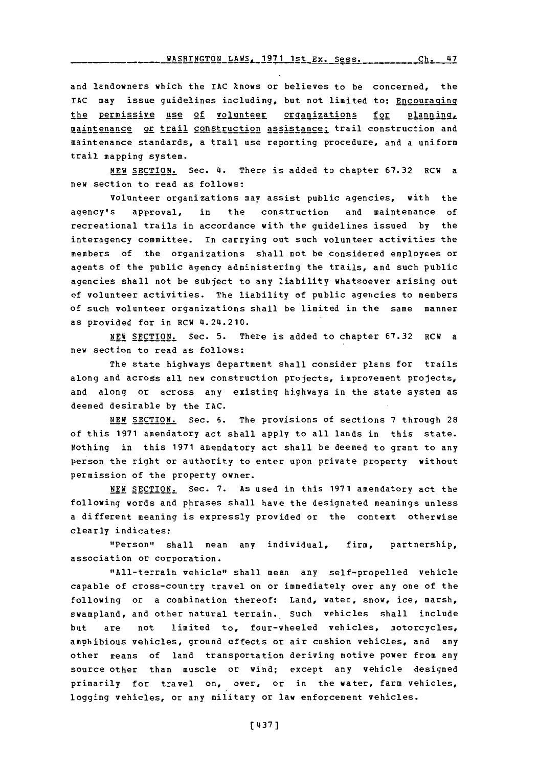and landowners which the IAC knows or believes to be concerned, the IAC may issue guidelines including, but not limited to: <u>Encouraging the permissive use of volunteer organizations for planning, maintenance or trail construction assistance;</u> trail construction and maintenance standards, a trail use reporting procedure, and a uniform trail mapping system.

<u>NEW SECTION.</u> Sec. 4. There is added to chapter 67.32 RCW a new section to read as follows:

Volunteer organizations may assist public agencies, with the agency's approval, in the construction and maintenance of recreational trails in accordance with the guidelines issued by the interagency committee. In carrying out such volunteer activities the members of the organizations shall not be considered employees or agents of the public agency administering the trails, and such public agencies shall not be subject to any liability whatsoever arising out of volunteer activities. The liability of public agencies to members of such volunteer organizations shall be limited in the same manner as provided for in RCW 4.24.210.

<u>NEW SECTION.</u> Sec. 5. There is added to chapter 67.32 RCW a new section to read as follows:

The state highways department shall consider plans for trails along and across all new construction projects, improvement projects, and along or across any existing highways in the state system as deemed desirable by the IAC.

<u>NEW SECTION.</u> Sec. 6. The provisions of sections 7 through 28 of this 1971 amendatory act shall apply to all lands in this state. Nothing in this 1971 amendatory act shall be deemed to grant to any person the right or authority to enter upon private property without permission of the property owner.

<u>NEW SECTION.</u> Sec. 7. As used in this 1971 amendatory act the following words and phrases shall have the designated meanings unless a different meaning is expressly provided or the context otherwise clearly indicates:

"Person" shall mean any individual, firm, partnership, association or corporation.

"All-terrain vehicle" shall mean any self-propelled vehicle capable of cross-country travel on or immediately over any one of the following or a combination thereof: Land, water, snow, ice, marsh, swampland, and other natural terrain. Such vehicles shall include but are not limited to, four-wheeled vehicles, motorcycles, amphibious vehicles, ground effects or air cushion vehicles, and any other means of land transportation deriving motive power from any source other than muscle or wind; except any vehicle designed primarily for travel on, over, or in the water, farm vehicles, logging vehicles, or any military or law enforcement vehicles.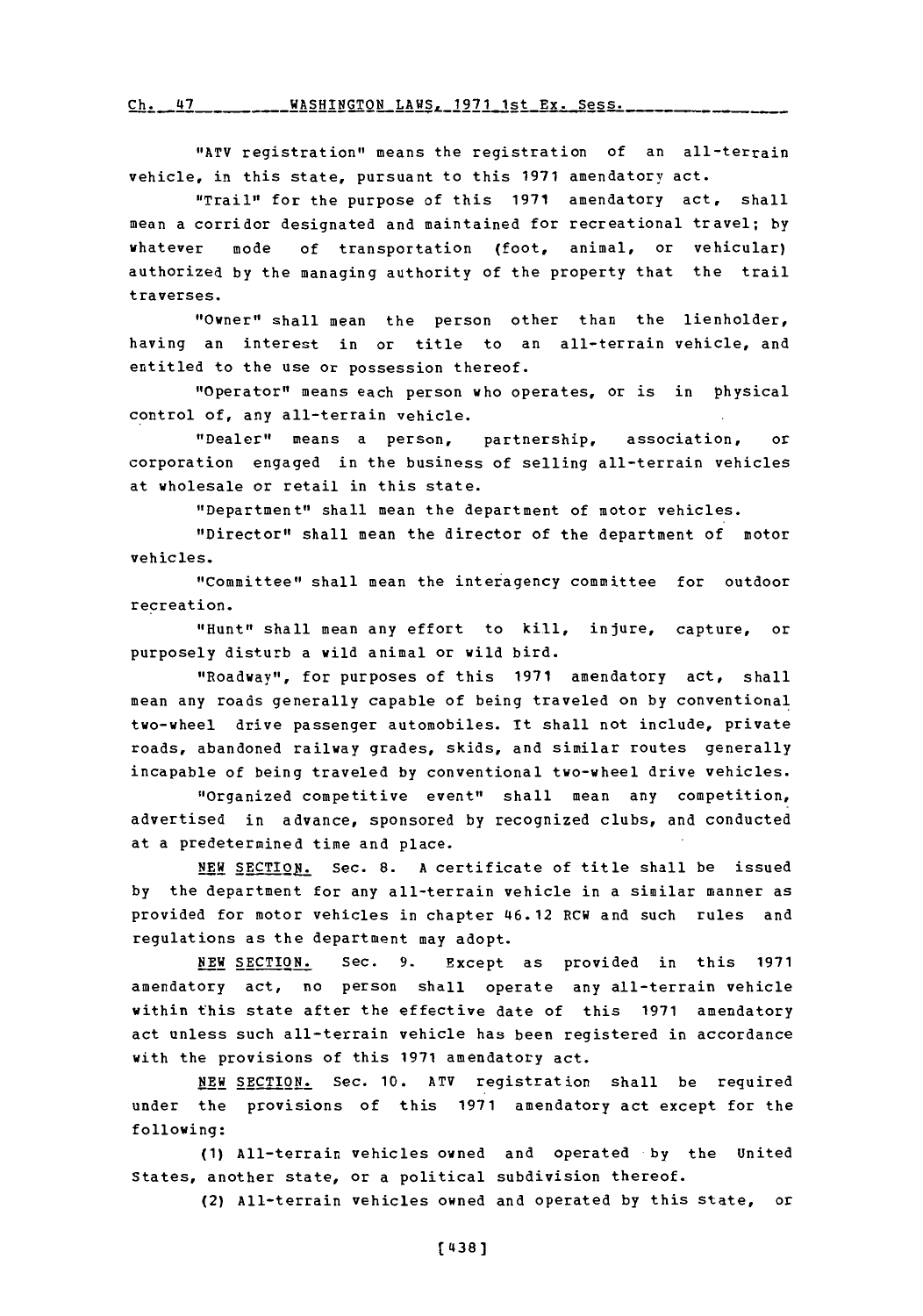"ATV registration" means the registration of an all-terrain vehicle, in this state, pursuant to this 1971 amendatory act.

"Trail" for the purpose of this 1971 amendatory act, shall mean a corridor designated and maintained for recreational travel; by whatever mode of transportation (foot, animal, or vehicular) authorized by the managing authority of the property that the trail traverses.

"Owner" shall mean the person other than the lienholder, having an interest in or title to an all-terrain vehicle, and entitled to the use or possession thereof.

"Operator" means each person who operates, or is in physical control of, any all-terrain vehicle.

"Dealer" means a person, partnership, association, or corporation engaged in the business of selling all-terrain vehicles at wholesale or retail in this state.

"Department" shall mean the department of motor vehicles.

"Director" shall mean the director of the department of motor vehicles.

"Committee" shall mean the interagency committee for outdoor recreation.

"Hunt" shall mean any effort to kill, injure, capture, or purposely disturb a wild animal or wild bird.

"Roadway", for purposes of this 1971 amendatory act, shall mean any roads generally capable of being traveled on by conventional two-wheel drive passenger automobiles. It shall not include, private roads, abandoned railway grades, skids, and similar routes generally incapable of being traveled by conventional two-wheel drive vehicles.

"Organized competitive event" shall mean any competition, advertised in advance, sponsored by recognized clubs, and conducted at a predetermined time and place.

NEW SECTION. Sec. 8. A certificate of title shall be issued by the department for any all-terrain vehicle in a similar manner as provided for motor vehicles in chapter 46.12 RCW and such rules and regulations as the department may adopt.

NEW SECTION. Sec. 9. Except as provided in this 1971 amendatory act, no person shall operate any all-terrain vehicle within this state after the effective date of this 1971 amendatory act unless such all-terrain vehicle has been registered in accordance with the provisions of this 1971 amendatory act.

NEW SECTION. Sec. 10. ATV registration shall be required under the provisions of this 1971 amendatory act except for the following:

(1) All-terrain vehicles owned and operated by the United States, another state, or a political subdivision thereof.

(2) All-terrain vehicles owned and operated by this state, or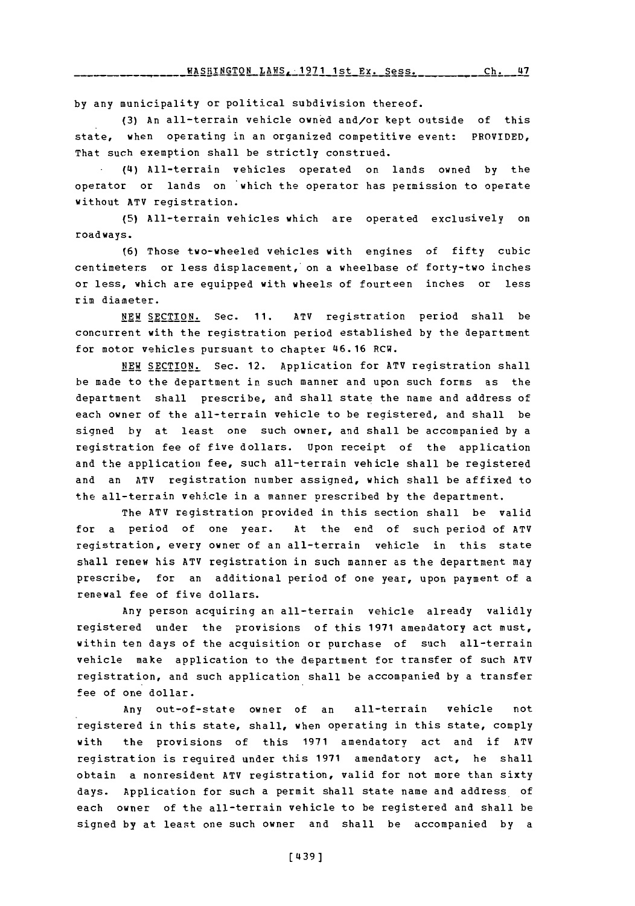by any municipality or political subdivision thereof.

(3) An all-terrain vehicle owned and/or kept outside of this state, when operating in an organized competitive event: PROVIDED, That such exemption shall be strictly construed.

(4) All-terrain vehicles operated on lands owned by the operator or lands on which the operator has permission to operate without ATV registration.

(5) All-terrain vehicles which are operated exclusively on roadways.

(6) Those two-wheeled vehicles with engines of fifty cubic centimeters or less displacement, on a wheelbase of forty-two inches or less, which are equipped with wheels of fourteen inches or less rim diameter.

NEW SECTION. Sec. 11. ATV registration period shall be concurrent with the registration period established by the department for motor vehicles pursuant to chapter 46.16 RCW.

NEW SECTION. Sec. 12. Application for ATV registration shall be made to the department in such manner and upon such forms as the department shall prescribe, and shall state the name and address of each owner of the all-terrain vehicle to be registered, and shall be signed by at least one such owner, and shall be accompanied by a registration fee of five dollars. Upon receipt of the application and the application fee, such all-terrain vehicle shall be registered and an ATV registration number assigned, which shall be affixed to the all-terrain vehicle in a manner prescribed by the department.

The ATV registration provided in this section shall be valid for a period of one year. At the end of such period of ATV registration, every owner of an all-terrain vehicle in this state shall renew his ATV registration in such manner as the department may prescribe, for an additional period of one year, upon payment of a renewal fee of five dollars.

Any person acquiring an all-terrain vehicle already validly registered under the provisions of this 1971 amendatory act must, within ten days of the acquisition or purchase of such all-terrain vehicle make application to the department for transfer of such ATV registration, and such application shall be accompanied by a transfer fee of one dollar.

Any out-of-state owner of an all-terrain vehicle not registered in this state, shall, when operating in this state, comply with the provisions of this 1971 amendatory act and if ATV registration is required under this 1971 amendatory act, he shall obtain a nonresident ATV registration, valid for not more than sixty days. Application for such a permit shall state name and address of each owner of the all-terrain vehicle to be registered and shall be signed by at least one such owner and shall be accompanied by a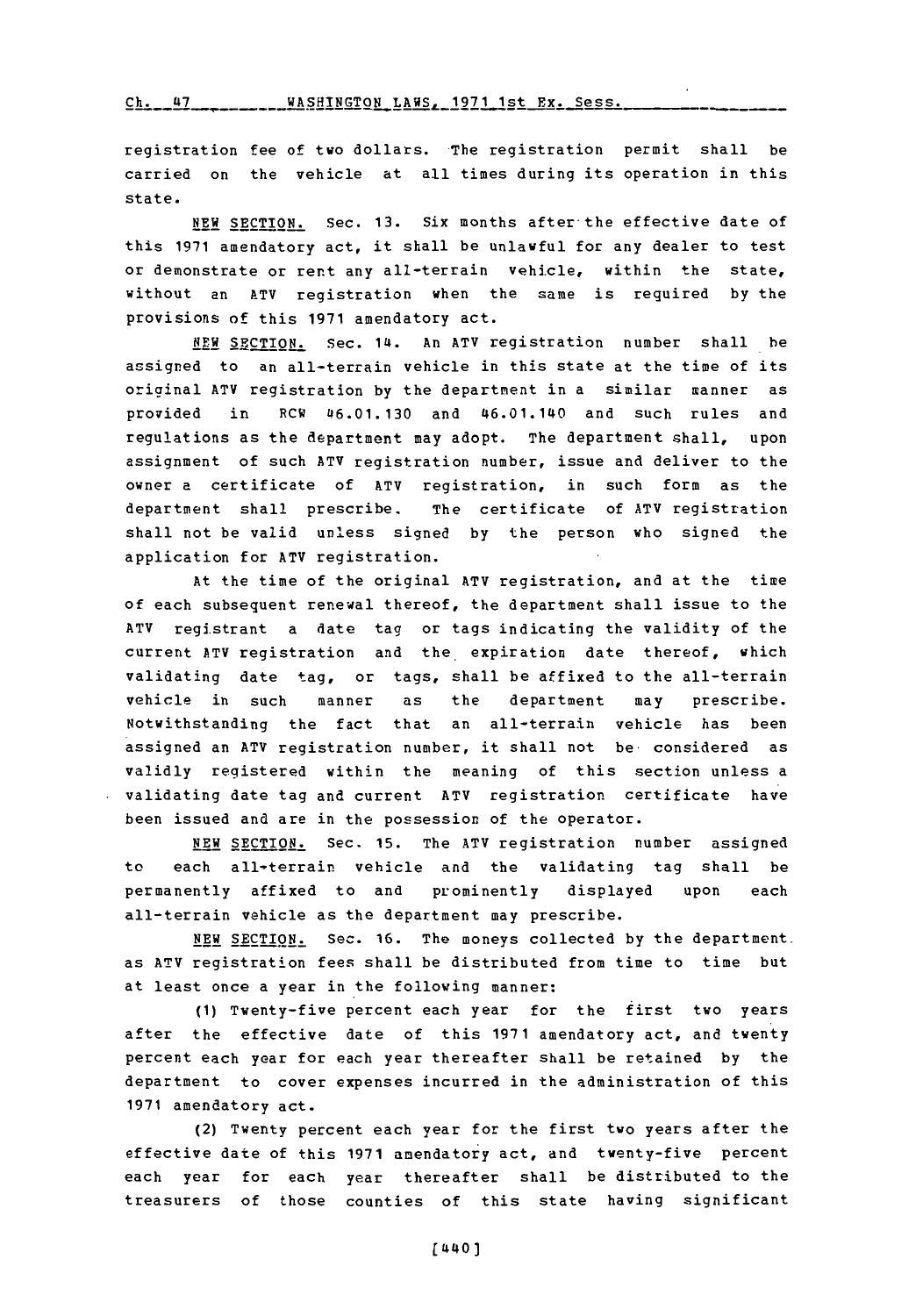registration fee of two dollars. The registration permit shall be carried on the vehicle at all times during its operation in this state.

NEW SECTION. Sec. 13. Six months after the effective date of this 1971 amendatory act, it shall be unlawful for any dealer to test or demonstrate or rent any all-terrain vehicle, within the state, without an ATV registration when the same is required by the provisions of this 1971 amendatory act.

NEW SECTION. Sec. 14. An ATV registration number shall be assigned to an all-terrain vehicle in this state at the time of its original ATV registration by the department in a similar manner as provided in RCW 46.01.130 and 46.01.140 and such rules and regulations as the department may adopt. The department shall, upon assignment of such ATV registration number, issue and deliver to the owner a certificate of ATV registration, in such form as the department shall prescribe. The certificate of ATV registration shall not be valid unless signed by the person who signed the application for ATV registration.

At the time of the original ATV registration, and at the time of each subsequent renewal thereof, the department shall issue to the ATV registrant a date tag or tags indicating the validity of the current ATV registration and the expiration date thereof, which validating date tag, or tags, shall be affixed to the all-terrain vehicle in such manner as the department may prescribe. Notwithstanding the fact that an all-terrain vehicle has been assigned an ATV registration number, it shall not be considered as validly registered within the meaning of this section unless a validating date tag and current ATV registration certificate have been issued and are in the possession of the operator.

NEW SECTION. Sec. 15. The ATV registration number assigned to each all-terrain vehicle and the validating tag shall be permanently affixed to and prominently displayed upon each all-terrain vehicle as the department may prescribe.

NEW SECTION. Sec. 16. The moneys collected by the department as ATV registration fees shall be distributed from time to time but at least once a year in the following manner:

(1) Twenty-five percent each year for the first two years after the effective date of this 1971 amendatory act, and twenty percent each year for each year thereafter shall be retained by the department to cover expenses incurred in the administration of this 1971 amendatory act.

(2) Twenty percent each year for the first two years after the effective date of this 1971 amendatory act, and twenty-five percent each year for each year thereafter shall be distributed to the treasurers of those counties of this state having significant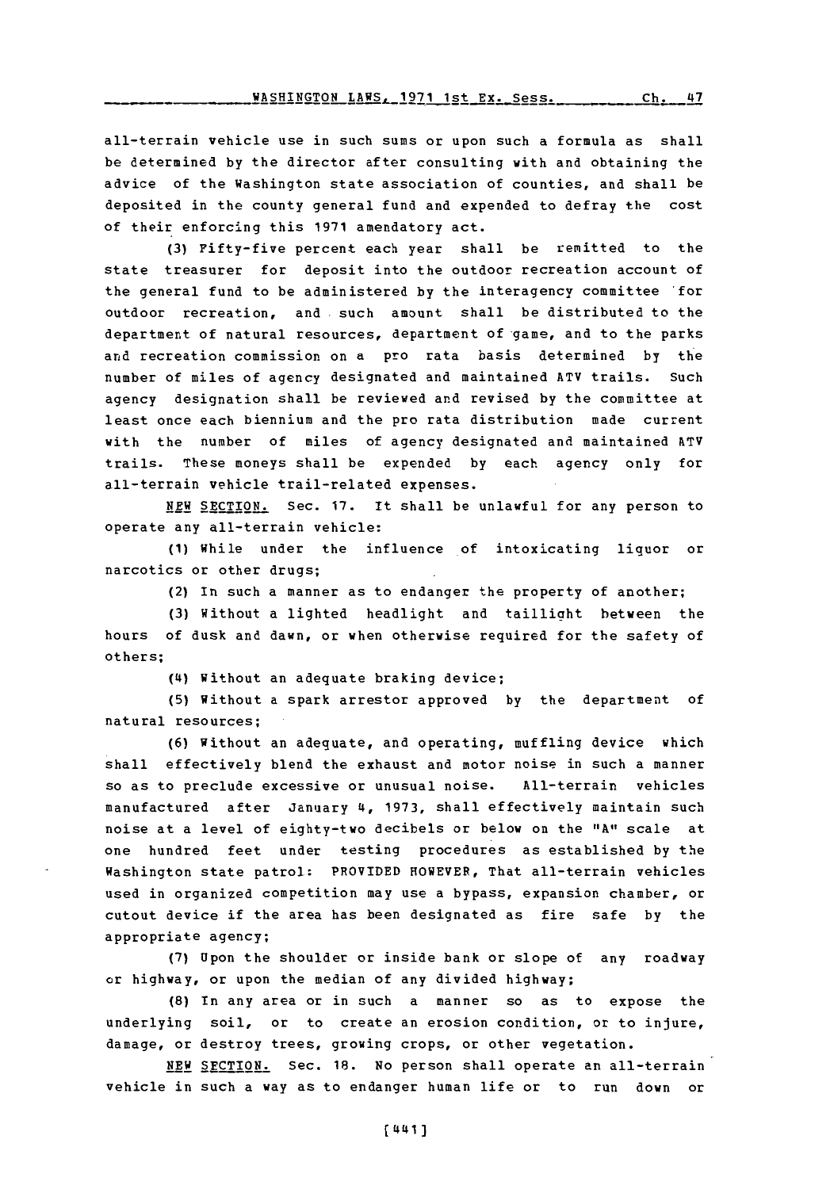all-terrain vehicle use in such sums or upon such a formula as shall be determined by the director after consulting with and obtaining the advice of the Washington state association of counties, and shall be deposited in the county general fund and expended to defray the cost of their enforcing this 1971 amendatory act.

(3) Fifty-five percent each year shall be remitted to the state treasurer for deposit into the outdoor recreation account of the general fund to be administered by the interagency committee for outdoor recreation, and such amount shall be distributed to the department of natural resources, department of game, and to the parks and recreation commission on a pro rata basis determined by the number of miles of agency designated and maintained ATV trails. Such agency designation shall be reviewed and revised by the committee at least once each biennium and the pro rata distribution made current with the number of miles of agency designated and maintained ATV trails. These moneys shall be expended by each agency only for all-terrain vehicle trail-related expenses.

NEW SECTION. Sec. 17. It shall be unlawful for any person to operate any all-terrain vehicle:

(1) While under the influence of intoxicating liquor or narcotics or other drugs;

(2) In such a manner as to endanger the property of another;

(3) Without a lighted headlight and taillight between the hours of dusk and dawn, or when otherwise required for the safety of others;

(4) Without an adequate braking device;

(5) Without a spark arrestor approved by the department of natural resources;

(6) Without an adequate, and operating, muffling device which shall effectively blend the exhaust and motor noise in such a manner so as to preclude excessive or unusual noise. All-terrain vehicles manufactured after January 4, 1973, shall effectively maintain such noise at a level of eighty-two decibels or below on the "A" scale at one hundred feet under testing procedures as established by the Washington state patrol: PROVIDED HOWEVER, That all-terrain vehicles used in organized competition may use a bypass, expansion chamber, or cutout device if the area has been designated as fire safe by the appropriate agency;

(7) Upon the shoulder or inside bank or slope of any roadway or highway, or upon the median of any divided highway;

(8) In any area or in such a manner so as to expose the underlying soil, or to create an erosion condition, or to injure, damage, or destroy trees, growing crops, or other vegetation.

NEW SECTION. Sec. 18. No person shall operate an all-terrain vehicle in such a way as to endanger human life or to run down or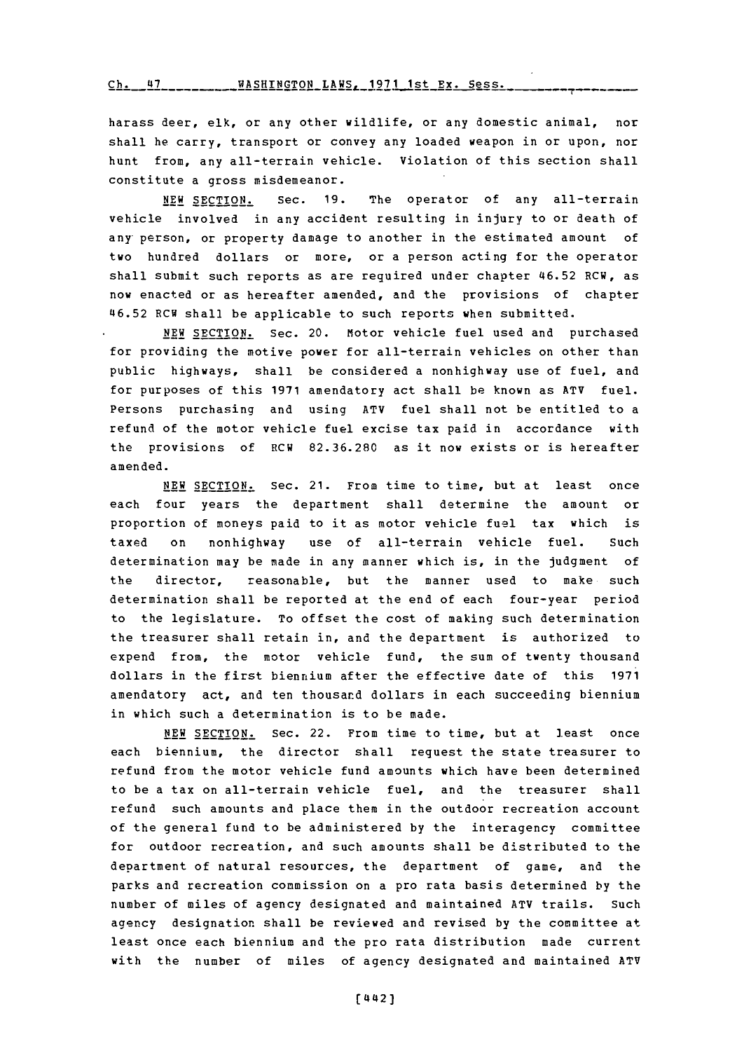harass deer, elk, or any other wildlife, or any domestic animal, nor shall he carry, transport or convey any loaded weapon in or upon, nor hunt from, any all-terrain vehicle. Violation of this section shall constitute a gross misdemeanor.

NEW SECTION. Sec. 19. The operator of any all-terrain vehicle involved in any accident resulting in injury to or death of any person, or property damage to another in the estimated amount of two hundred dollars or more, or a person acting for the operator shall submit such reports as are required under chapter 46.52 RCW, as now enacted or as hereafter amended, and the provisions of chapter 46.52 RCW shall be applicable to such reports when submitted.

NEW SECTION. Sec. 20. Motor vehicle fuel used and purchased for providing the motive power for all-terrain vehicles on other than public highways, shall be considered a nonhighway use of fuel, and for purposes of this 1971 amendatory act shall be known as ATV fuel. Persons purchasing and using ATV fuel shall not be entitled to a refund of the motor vehicle fuel excise tax paid in accordance with the provisions of RCW 82.36.280 as it now exists or is hereafter amended.

NEW SECTION. Sec. 21. From time to time, but at least once each four years the department shall determine the amount or proportion of moneys paid to it as motor vehicle fuel tax which is taxed on nonhighway use of all-terrain vehicle fuel. Such determination may be made in any manner which is, in the judgment of the director, reasonable, but the manner used to make such determination shall be reported at the end of each four-year period to the legislature. To offset the cost of making such determination the treasurer shall retain in, and the department is authorized to expend from, the motor vehicle fund, the sum of twenty thousand dollars in the first biennium after the effective date of this 1971 amendatory act, and ten thousand dollars in each succeeding biennium in which such a determination is to be made.

NEW SECTION. Sec. 22. From time to time, but at least once each biennium, the director shall request the state treasurer to refund from the motor vehicle fund amounts which have been determined to be a tax on all-terrain vehicle fuel, and the treasurer shall refund such amounts and place them in the outdoor recreation account of the general fund to be administered by the interagency committee for outdoor recreation, and such amounts shall be distributed to the department of natural resources, the department of game, and the parks and recreation commission on a pro rata basis determined by the number of miles of agency designated and maintained ATV trails. Such agency designation shall be reviewed and revised by the committee at least once each biennium and the pro rata distribution made current with the number of miles of agency designated and maintained ATV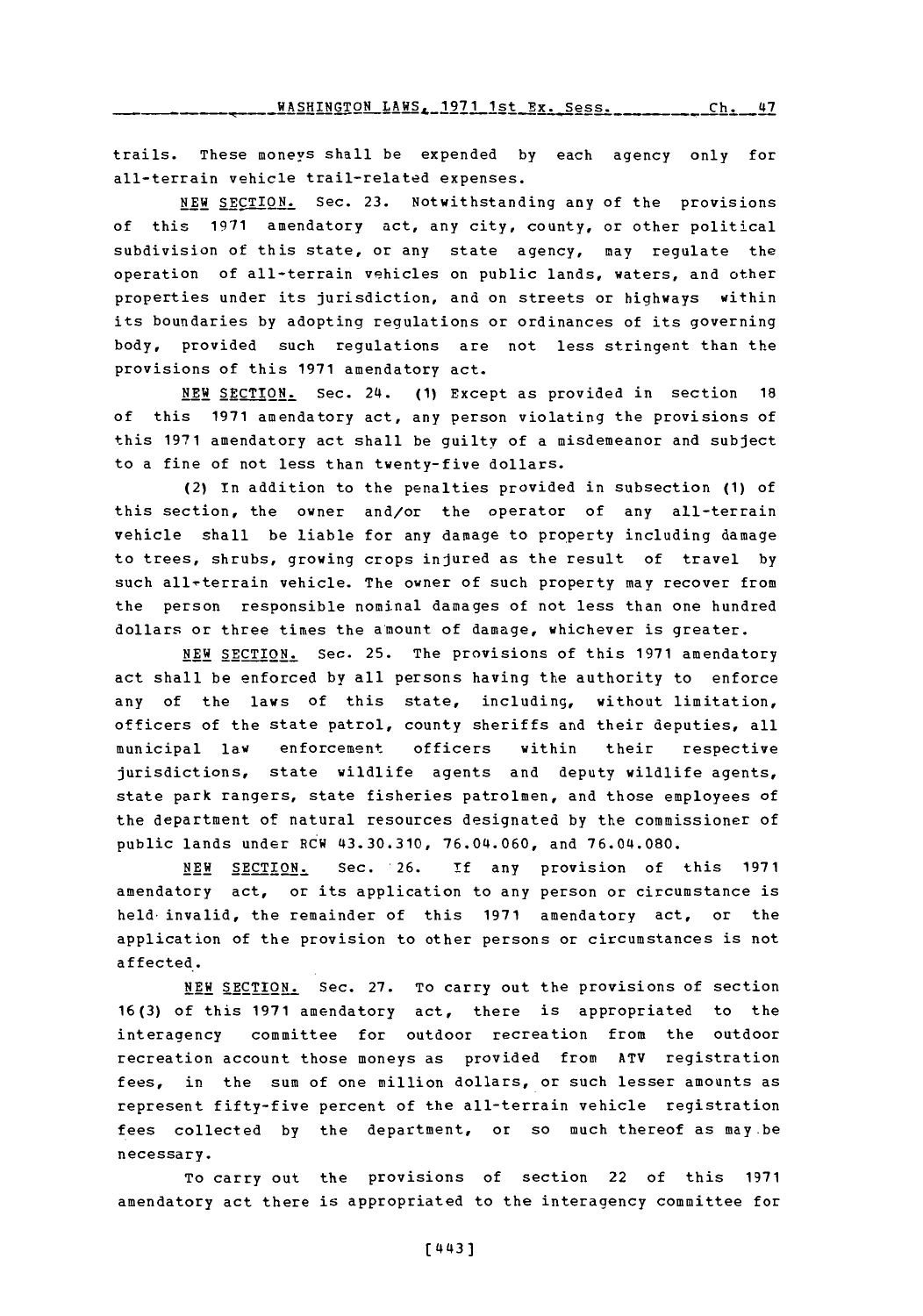trails. These moneys shall be expended by each agency only for all-terrain vehicle trail-related expenses.

NEW SECTION. Sec. 23. Notwithstanding any of the provisions of this 1971 amendatory act, any city, county, or other political subdivision of this state, or any state agency, may regulate the operation of all-terrain vehicles on public lands, waters, and other properties under its jurisdiction, and on streets or highways within its boundaries by adopting regulations or ordinances of its governing body, provided such regulations are not less stringent than the provisions of this 1971 amendatory act.

NEW SECTION. Sec. 24. (1) Except as provided in section 18 of this 1971 amendatory act, any person violating the provisions of this 1971 amendatory act shall be guilty of a misdemeanor and subject to a fine of not less than twenty-five dollars.

(2) In addition to the penalties provided in subsection (1) of this section, the owner and/or the operator of any all-terrain vehicle shall be liable for any damage to property including damage to trees, shrubs, growing crops injured as the result of travel by such all-terrain vehicle. The owner of such property may recover from the person responsible nominal damages of not less than one hundred dollars or three times the amount of damage, whichever is greater.

NEW SECTION. Sec. 25. The provisions of this 1971 amendatory act shall be enforced by all persons having the authority to enforce any of the laws of this state, including, without limitation, officers of the state patrol, county sheriffs and their deputies, all municipal law enforcement officers within their respective jurisdictions, state wildlife agents and deputy wildlife agents, state park rangers, state fisheries patrolmen, and those employees of the department of natural resources designated by the commissioner of public lands under RCW 43.30.310, 76.04.060, and 76.04.080.

NEW SECTION. Sec. 26. If any provision of this 1971 amendatory act, or its application to any person or circumstance is held invalid, the remainder of this 1971 amendatory act, or the application of the provision to other persons or circumstances is not affected.

NEW SECTION. Sec. 27. To carry out the provisions of section 16(3) of this 1971 amendatory act, there is appropriated to the interagency committee for outdoor recreation from the outdoor recreation account those moneys as provided from ATV registration fees, in the sum of one million dollars, or such lesser amounts as represent fifty-five percent of the all-terrain vehicle registration fees collected by the department, or so much thereof as may be necessary.

To carry out the provisions of section 22 of this 1971 amendatory act there is appropriated to the interagency committee for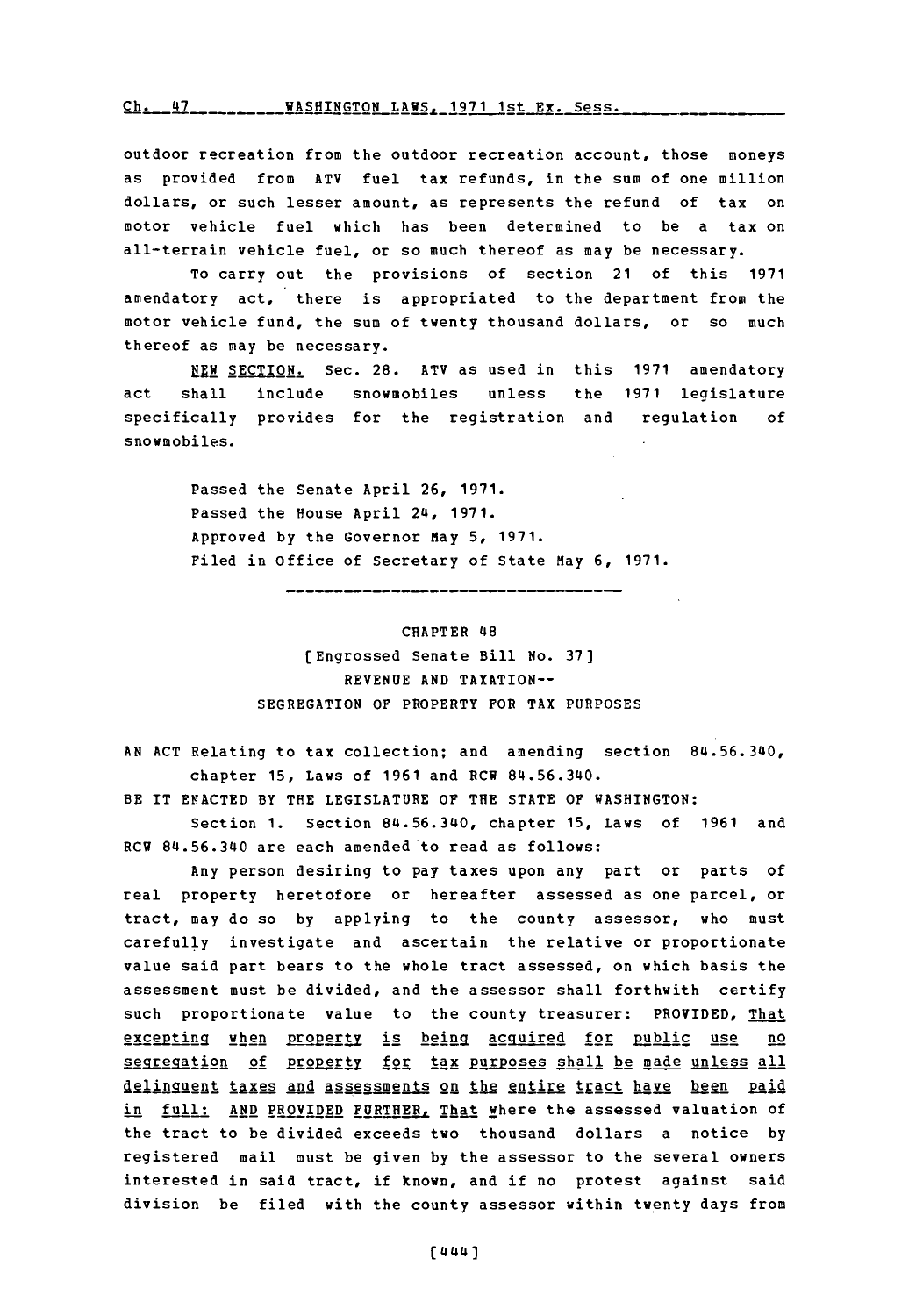outdoor recreation from the outdoor recreation account, those moneys as provided from ATV fuel tax refunds, in the sum of one million dollars, or such lesser amount, as represents the refund of tax on motor vehicle fuel which has been determined to be a tax on all-terrain vehicle fuel, or so much thereof as may be necessary.

To carry out the provisions of section 21 of this 1971 amendatory act, there is appropriated to the department from the motor vehicle fund, the sum of twenty thousand dollars, or so much thereof as may be necessary.

NEW SECTION. Sec. 28. ATV as used in this 1971 amendatory act shall include snowmobiles unless the 1971 legislature specifically provides for the registration and regulation of snowmobiles.

Passed the Senate April 26, 1971.
Passed the House April 24, 1971.
Approved by the Governor May 5, 1971.
Filed in Office of Secretary of State May 6, 1971.

---

CHAPTER 48

[Engrossed Senate Bill No. 37]

REVENUE AND TAXATION--

SEGREGATION OF PROPERTY FOR TAX PURPOSES

AN ACT Relating to tax collection; and amending section 84.56.340, chapter 15, Laws of 1961 and RCW 84.56.340.

BE IT ENACTED BY THE LEGISLATURE OF THE STATE OF WASHINGTON:

Section 1. Section 84.56.340, chapter 15, Laws of 1961 and RCW 84.56.340 are each amended to read as follows:

Any person desiring to pay taxes upon any part or parts of real property heretofore or hereafter assessed as one parcel, or tract, may do so by applying to the county assessor, who must carefully investigate and ascertain the relative or proportionate value said part bears to the whole tract assessed, on which basis the assessment must be divided, and the assessor shall forthwith certify such proportionate value to the county treasurer: PROVIDED, That excepting when property is being acquired for public use no segregation of property for tax purposes shall be made unless all delinquent taxes and assessments on the entire tract have been paid in full: AND PROVIDED FURTHER, That where the assessed valuation of the tract to be divided exceeds two thousand dollars a notice by registered mail must be given by the assessor to the several owners interested in said tract, if known, and if no protest against said division be filed with the county assessor within twenty days from